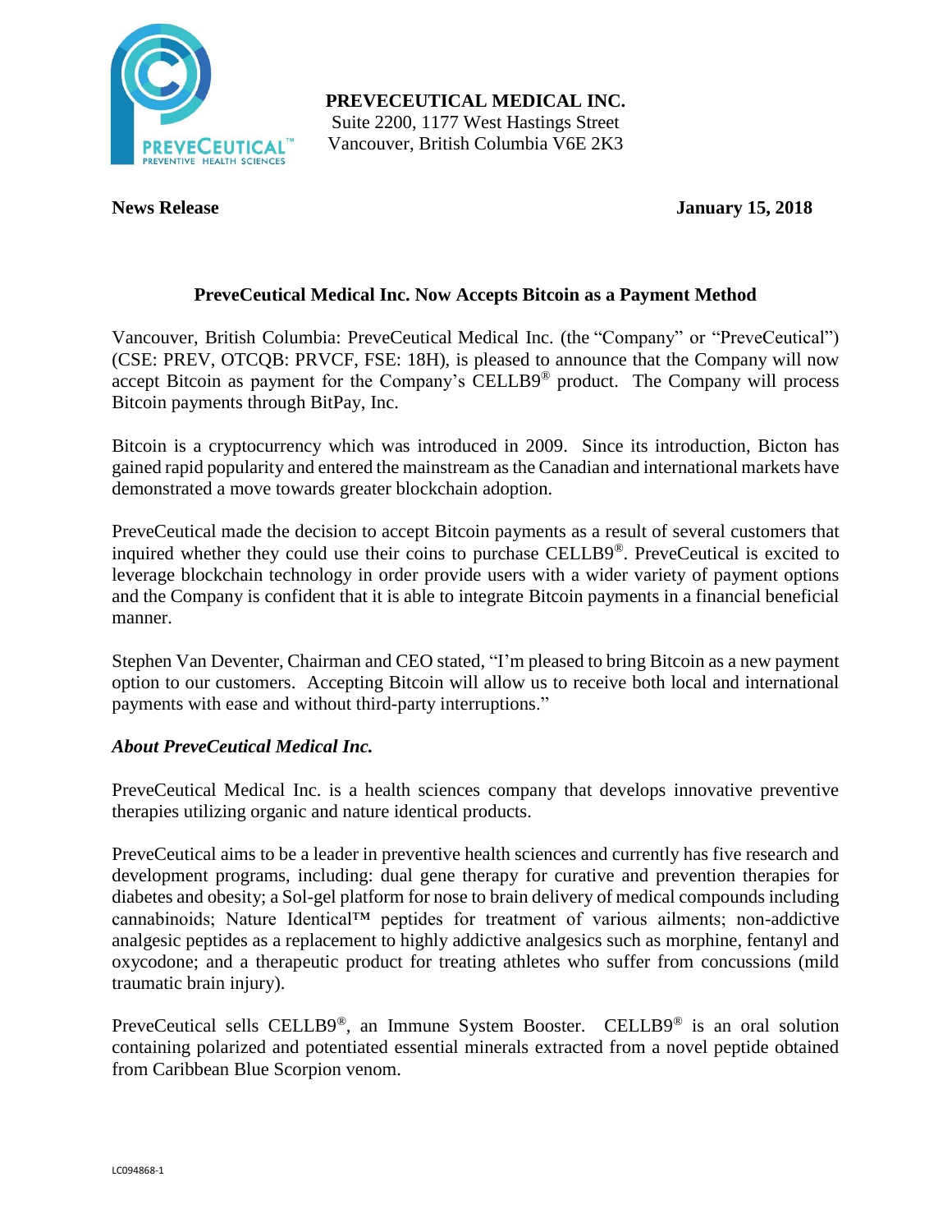**PREVECEUTICAL MEDICAL INC.**
Suite 2200, 1177 West Hastings Street
Vancouver, British Columbia V6E 2K3

**News Release** **January 15, 2018**

# PreveCeutical Medical Inc. Now Accepts Bitcoin as a Payment Method

Vancouver, British Columbia: PreveCeutical Medical Inc. (the "Company" or "PreveCeutical") (CSE: PREV, OTCQB: PRVCF, FSE: 18H), is pleased to announce that the Company will now accept Bitcoin as payment for the Company's CELLB9® product. The Company will process Bitcoin payments through BitPay, Inc.

Bitcoin is a cryptocurrency which was introduced in 2009. Since its introduction, Bicton has gained rapid popularity and entered the mainstream as the Canadian and international markets have demonstrated a move towards greater blockchain adoption.

PreveCeutical made the decision to accept Bitcoin payments as a result of several customers that inquired whether they could use their coins to purchase CELLB9®. PreveCeutical is excited to leverage blockchain technology in order provide users with a wider variety of payment options and the Company is confident that it is able to integrate Bitcoin payments in a financial beneficial manner.

Stephen Van Deventer, Chairman and CEO stated, "I'm pleased to bring Bitcoin as a new payment option to our customers. Accepting Bitcoin will allow us to receive both local and international payments with ease and without third-party interruptions."

## *About PreveCeutical Medical Inc.*

PreveCeutical Medical Inc. is a health sciences company that develops innovative preventive therapies utilizing organic and nature identical products.

PreveCeutical aims to be a leader in preventive health sciences and currently has five research and development programs, including: dual gene therapy for curative and prevention therapies for diabetes and obesity; a Sol-gel platform for nose to brain delivery of medical compounds including cannabinoids; Nature Identical™ peptides for treatment of various ailments; non-addictive analgesic peptides as a replacement to highly addictive analgesics such as morphine, fentanyl and oxycodone; and a therapeutic product for treating athletes who suffer from concussions (mild traumatic brain injury).

PreveCeutical sells CELLB9®, an Immune System Booster. CELLB9® is an oral solution containing polarized and potentiated essential minerals extracted from a novel peptide obtained from Caribbean Blue Scorpion venom.

LC094868-1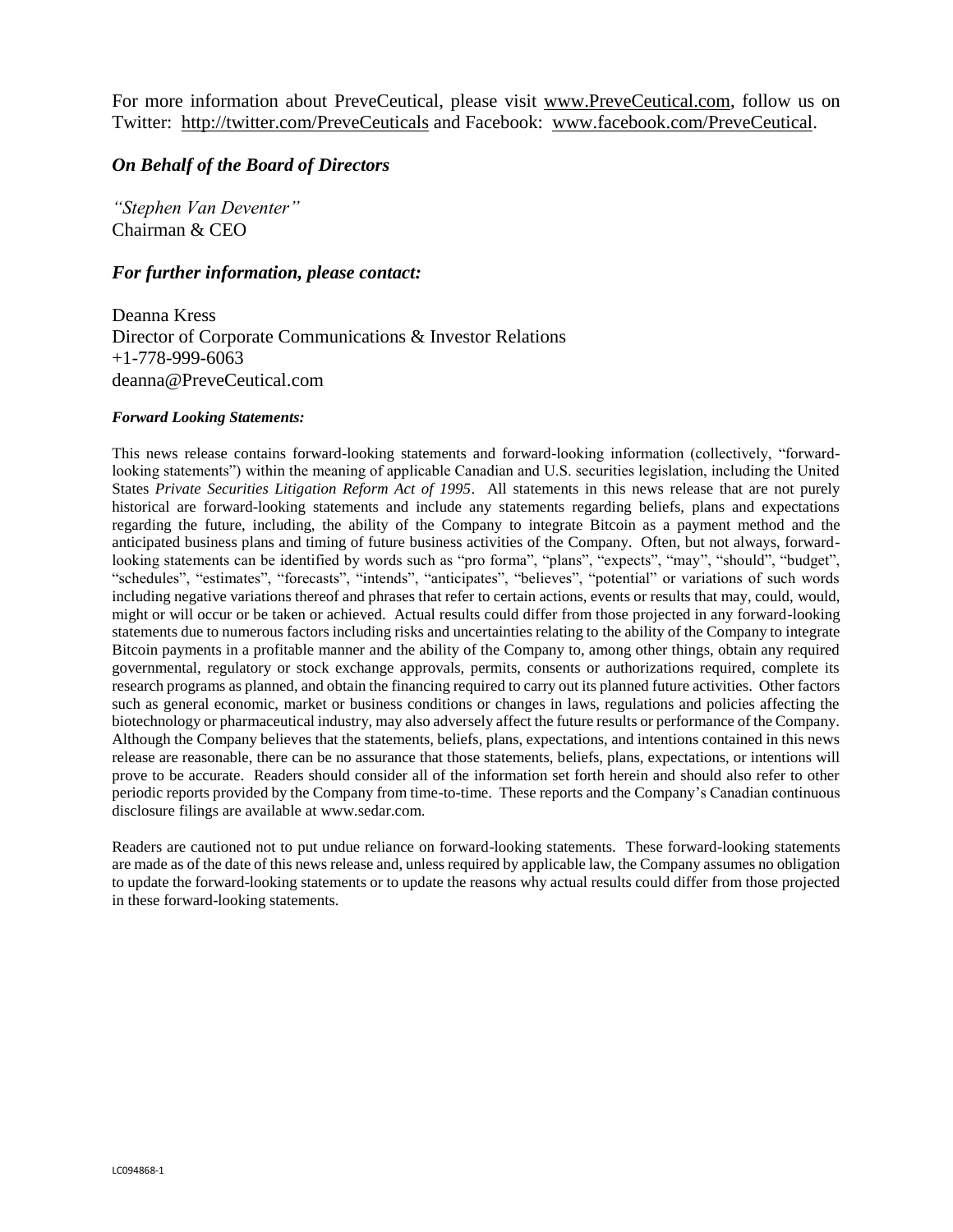For more information about PreveCeutical, please visit www.PreveCeutical.com, follow us on Twitter: http://twitter.com/PreveCeuticals and Facebook: www.facebook.com/PreveCeutical.

***On Behalf of the Board of Directors***

*"Stephen Van Deventer"*
Chairman & CEO

***For further information, please contact:***

Deanna Kress
Director of Corporate Communications & Investor Relations
+1-778-999-6063
deanna@PreveCeutical.com

***Forward Looking Statements:***

This news release contains forward-looking statements and forward-looking information (collectively, "forward-looking statements") within the meaning of applicable Canadian and U.S. securities legislation, including the United States *Private Securities Litigation Reform Act of 1995*. All statements in this news release that are not purely historical are forward-looking statements and include any statements regarding beliefs, plans and expectations regarding the future, including, the ability of the Company to integrate Bitcoin as a payment method and the anticipated business plans and timing of future business activities of the Company. Often, but not always, forward-looking statements can be identified by words such as "pro forma", "plans", "expects", "may", "should", "budget", "schedules", "estimates", "forecasts", "intends", "anticipates", "believes", "potential" or variations of such words including negative variations thereof and phrases that refer to certain actions, events or results that may, could, would, might or will occur or be taken or achieved. Actual results could differ from those projected in any forward-looking statements due to numerous factors including risks and uncertainties relating to the ability of the Company to integrate Bitcoin payments in a profitable manner and the ability of the Company to, among other things, obtain any required governmental, regulatory or stock exchange approvals, permits, consents or authorizations required, complete its research programs as planned, and obtain the financing required to carry out its planned future activities. Other factors such as general economic, market or business conditions or changes in laws, regulations and policies affecting the biotechnology or pharmaceutical industry, may also adversely affect the future results or performance of the Company. Although the Company believes that the statements, beliefs, plans, expectations, and intentions contained in this news release are reasonable, there can be no assurance that those statements, beliefs, plans, expectations, or intentions will prove to be accurate. Readers should consider all of the information set forth herein and should also refer to other periodic reports provided by the Company from time-to-time. These reports and the Company's Canadian continuous disclosure filings are available at www.sedar.com.

Readers are cautioned not to put undue reliance on forward-looking statements. These forward-looking statements are made as of the date of this news release and, unless required by applicable law, the Company assumes no obligation to update the forward-looking statements or to update the reasons why actual results could differ from those projected in these forward-looking statements.

LC094868-1